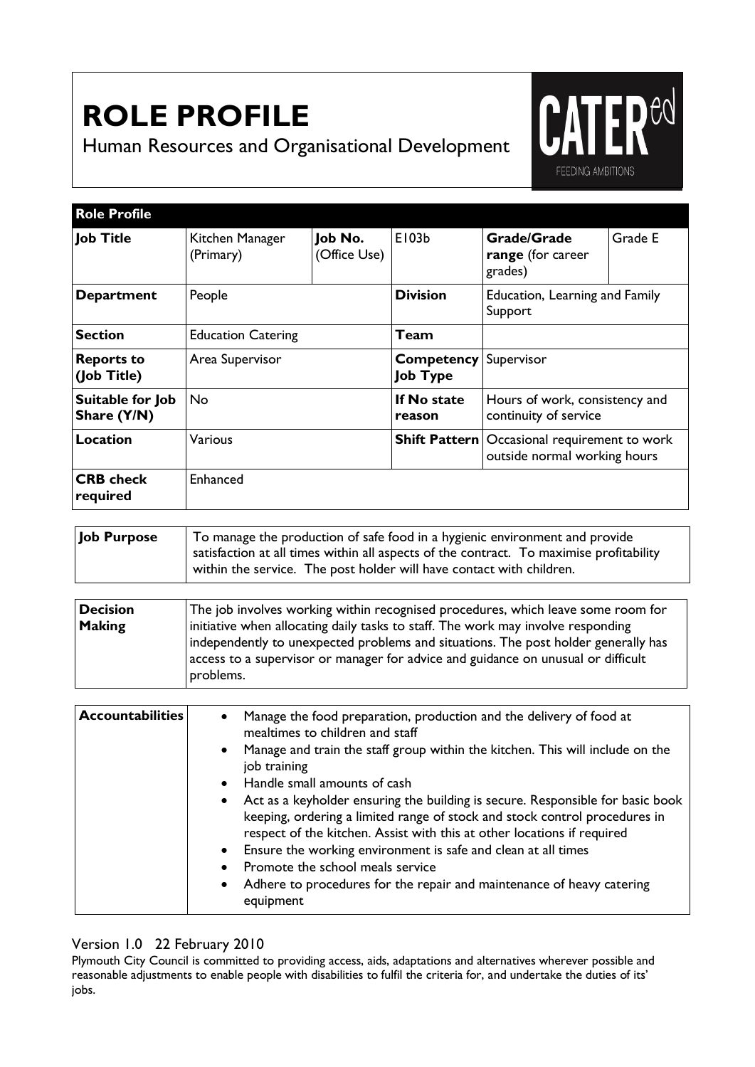# ROLE PROFILE

Human Resources and Organisational Development

| Role Profile | | | | | |
|---|---|---|---|---|---|
| **Job Title** | Kitchen Manager (Primary) | **Job No.** (Office Use) | E103b | **Grade/Grade range** (for career grades) | Grade E |
| **Department** | People | | **Division** | Education, Learning and Family Support | |
| **Section** | Education Catering | | **Team** | | |
| **Reports to (Job Title)** | Area Supervisor | | **Competency Job Type** | Supervisor | |
| **Suitable for Job Share (Y/N)** | No | | **If No state reason** | Hours of work, consistency and continuity of service | |
| **Location** | Various | | **Shift Pattern** | Occasional requirement to work outside normal working hours | |
| **CRB check required** | Enhanced | | | | |

| | |
|---|---|
| **Job Purpose** | To manage the production of safe food in a hygienic environment and provide satisfaction at all times within all aspects of the contract. To maximise profitability within the service. The post holder will have contact with children. |

| | |
|---|---|
| **Decision Making** | The job involves working within recognised procedures, which leave some room for initiative when allocating daily tasks to staff. The work may involve responding independently to unexpected problems and situations. The post holder generally has access to a supervisor or manager for advice and guidance on unusual or difficult problems. |

| | |
|---|---|
| **Accountabilities** | • Manage the food preparation, production and the delivery of food at mealtimes to children and staff<br>• Manage and train the staff group within the kitchen. This will include on the job training<br>• Handle small amounts of cash<br>• Act as a keyholder ensuring the building is secure. Responsible for basic book keeping, ordering a limited range of stock and stock control procedures in respect of the kitchen. Assist with this at other locations if required<br>• Ensure the working environment is safe and clean at all times<br>• Promote the school meals service<br>• Adhere to procedures for the repair and maintenance of heavy catering equipment |

Version 1.0 22 February 2010

Plymouth City Council is committed to providing access, aids, adaptations and alternatives wherever possible and reasonable adjustments to enable people with disabilities to fulfil the criteria for, and undertake the duties of its' jobs.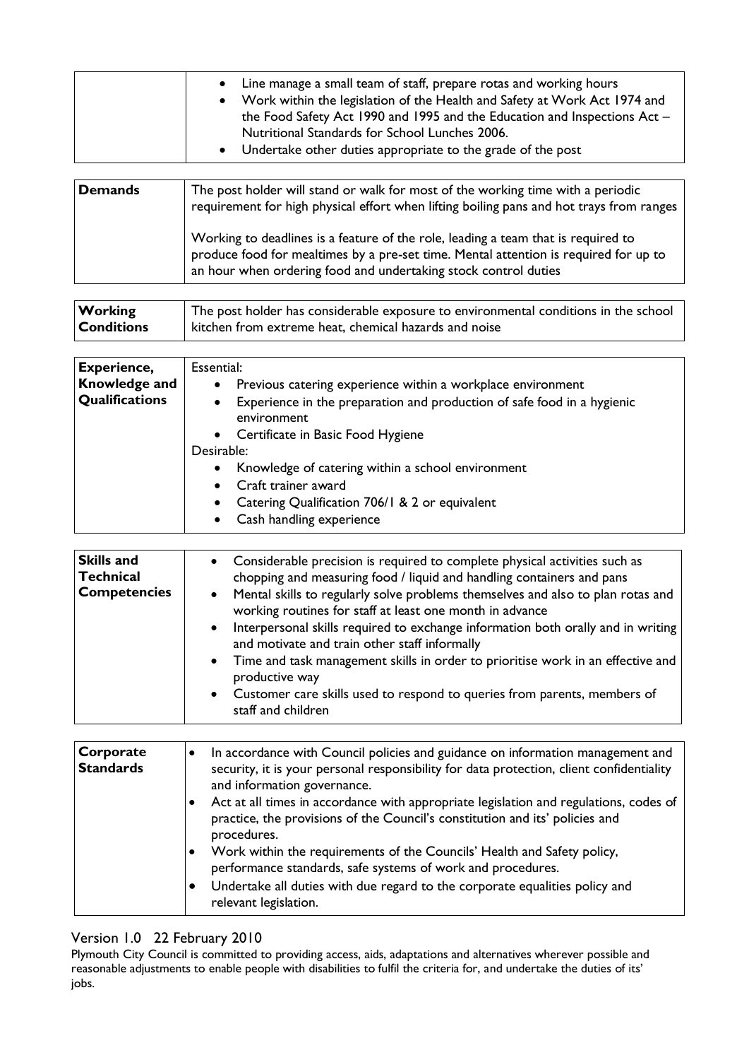|  |  |
|---|---|
|  | • Line manage a small team of staff, prepare rotas and working hours<br>• Work within the legislation of the Health and Safety at Work Act 1974 and the Food Safety Act 1990 and 1995 and the Education and Inspections Act – Nutritional Standards for School Lunches 2006.<br>• Undertake other duties appropriate to the grade of the post |

|  |  |
|---|---|
| **Demands** | The post holder will stand or walk for most of the working time with a periodic requirement for high physical effort when lifting boiling pans and hot trays from ranges<br><br>Working to deadlines is a feature of the role, leading a team that is required to produce food for mealtimes by a pre-set time. Mental attention is required for up to an hour when ordering food and undertaking stock control duties |

|  |  |
|---|---|
| **Working Conditions** | The post holder has considerable exposure to environmental conditions in the school kitchen from extreme heat, chemical hazards and noise |

|  |  |
|---|---|
| **Experience, Knowledge and Qualifications** | Essential:<br>• Previous catering experience within a workplace environment<br>• Experience in the preparation and production of safe food in a hygienic environment<br>• Certificate in Basic Food Hygiene<br>Desirable:<br>• Knowledge of catering within a school environment<br>• Craft trainer award<br>• Catering Qualification 706/1 & 2 or equivalent<br>• Cash handling experience |

|  |  |
|---|---|
| **Skills and Technical Competencies** | • Considerable precision is required to complete physical activities such as chopping and measuring food / liquid and handling containers and pans<br>• Mental skills to regularly solve problems themselves and also to plan rotas and working routines for staff at least one month in advance<br>• Interpersonal skills required to exchange information both orally and in writing and motivate and train other staff informally<br>• Time and task management skills in order to prioritise work in an effective and productive way<br>• Customer care skills used to respond to queries from parents, members of staff and children |

|  |  |
|---|---|
| **Corporate Standards** | • In accordance with Council policies and guidance on information management and security, it is your personal responsibility for data protection, client confidentiality and information governance.<br>• Act at all times in accordance with appropriate legislation and regulations, codes of practice, the provisions of the Council's constitution and its' policies and procedures.<br>• Work within the requirements of the Councils' Health and Safety policy, performance standards, safe systems of work and procedures.<br>• Undertake all duties with due regard to the corporate equalities policy and relevant legislation. |

Version 1.0 22 February 2010

Plymouth City Council is committed to providing access, aids, adaptations and alternatives wherever possible and reasonable adjustments to enable people with disabilities to fulfil the criteria for, and undertake the duties of its' jobs.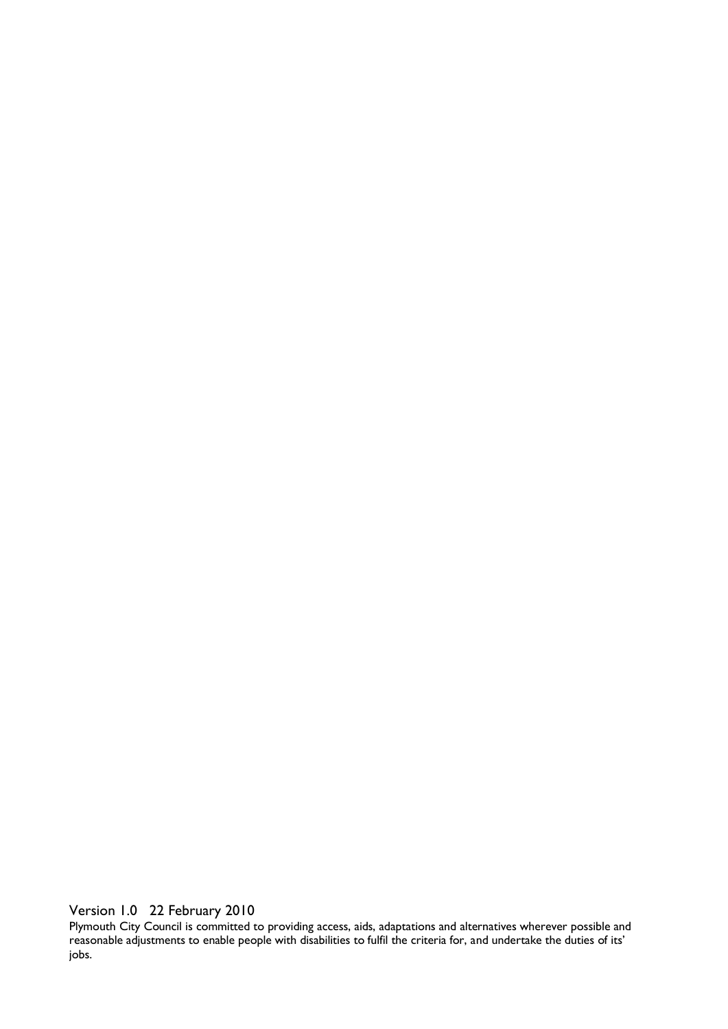Version 1.0   22 February 2010

Plymouth City Council is committed to providing access, aids, adaptations and alternatives wherever possible and reasonable adjustments to enable people with disabilities to fulfil the criteria for, and undertake the duties of its' jobs.